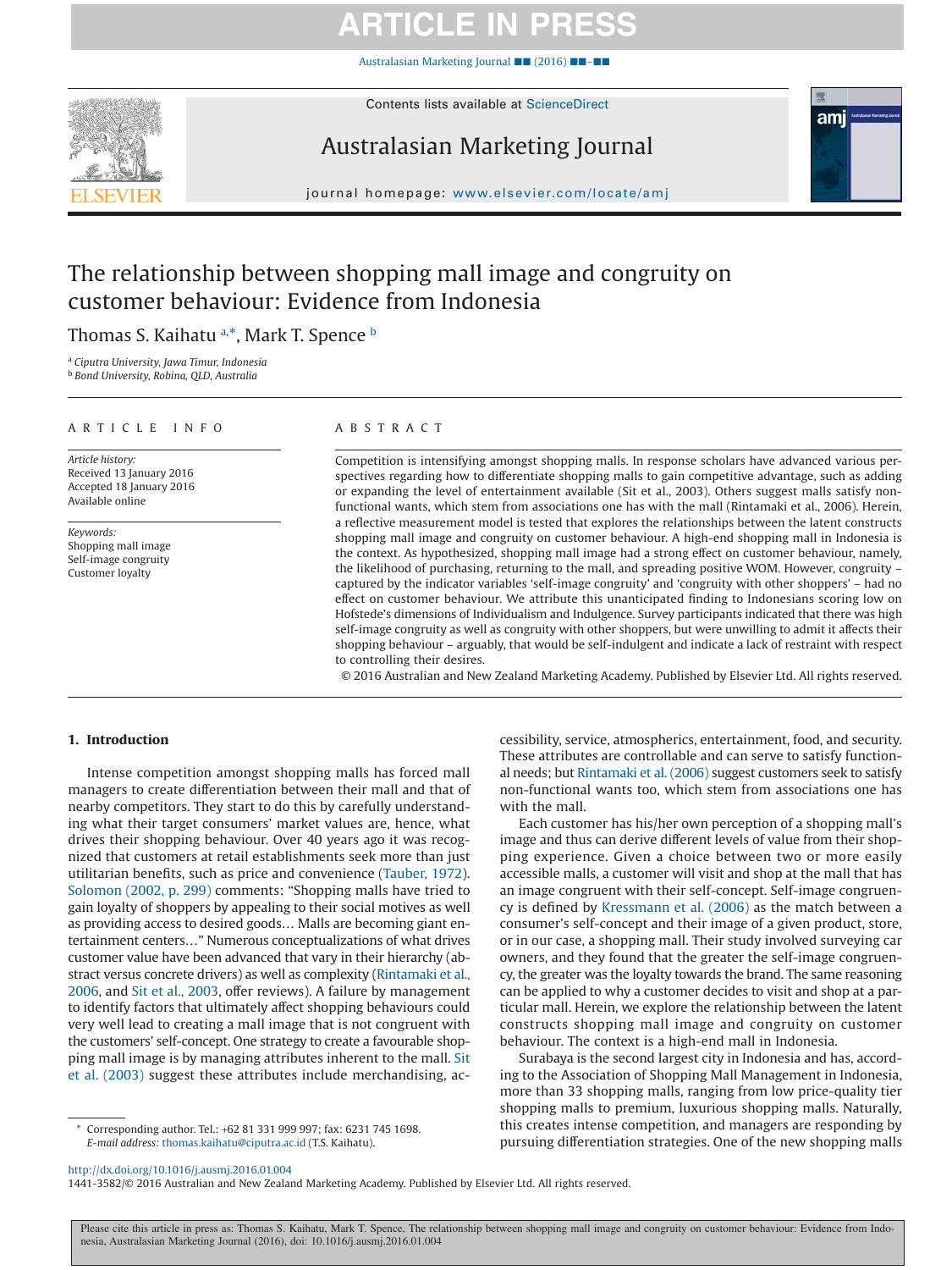# The relationship between shopping mall image and congruity on customer behaviour: Evidence from Indonesia

Thomas S. Kaihatu [a,*], Mark T. Spence [b]

[a] Ciputra University, Jawa Timur, Indonesia
[b] Bond University, Robina, QLD, Australia

## ARTICLE INFO

*Article history:*
Received 13 January 2016
Accepted 18 January 2016
Available online

*Keywords:*
Shopping mall image
Self-image congruity
Customer loyalty

## ABSTRACT

Competition is intensifying amongst shopping malls. In response scholars have advanced various perspectives regarding how to differentiate shopping malls to gain competitive advantage, such as adding or expanding the level of entertainment available (Sit et al., 2003). Others suggest malls satisfy non-functional wants, which stem from associations one has with the mall (Rintamaki et al., 2006). Herein, a reflective measurement model is tested that explores the relationships between the latent constructs shopping mall image and congruity on customer behaviour. A high-end shopping mall in Indonesia is the context. As hypothesized, shopping mall image had a strong effect on customer behaviour, namely, the likelihood of purchasing, returning to the mall, and spreading positive WOM. However, congruity – captured by the indicator variables 'self-image congruity' and 'congruity with other shoppers' – had no effect on customer behaviour. We attribute this unanticipated finding to Indonesians scoring low on Hofstede's dimensions of Individualism and Indulgence. Survey participants indicated that there was high self-image congruity as well as congruity with other shoppers, but were unwilling to admit it affects their shopping behaviour – arguably, that would be self-indulgent and indicate a lack of restraint with respect to controlling their desires.

© 2016 Australian and New Zealand Marketing Academy. Published by Elsevier Ltd. All rights reserved.

## 1. Introduction

Intense competition amongst shopping malls has forced mall managers to create differentiation between their mall and that of nearby competitors. They start to do this by carefully understanding what their target consumers' market values are, hence, what drives their shopping behaviour. Over 40 years ago it was recognized that customers at retail establishments seek more than just utilitarian benefits, such as price and convenience (Tauber, 1972). Solomon (2002, p. 299) comments: "Shopping malls have tried to gain loyalty of shoppers by appealing to their social motives as well as providing access to desired goods… Malls are becoming giant entertainment centers…" Numerous conceptualizations of what drives customer value have been advanced that vary in their hierarchy (abstract versus concrete drivers) as well as complexity (Rintamaki et al., 2006, and Sit et al., 2003, offer reviews). A failure by management to identify factors that ultimately affect shopping behaviours could very well lead to creating a mall image that is not congruent with the customers' self-concept. One strategy to create a favourable shopping mall image is by managing attributes inherent to the mall. Sit et al. (2003) suggest these attributes include merchandising, accessibility, service, atmospherics, entertainment, food, and security. These attributes are controllable and can serve to satisfy functional needs; but Rintamaki et al. (2006) suggest customers seek to satisfy non-functional wants too, which stem from associations one has with the mall.

Each customer has his/her own perception of a shopping mall's image and thus can derive different levels of value from their shopping experience. Given a choice between two or more easily accessible malls, a customer will visit and shop at the mall that has an image congruent with their self-concept. Self-image congruency is defined by Kressmann et al. (2006) as the match between a consumer's self-concept and their image of a given product, store, or in our case, a shopping mall. Their study involved surveying car owners, and they found that the greater the self-image congruency, the greater was the loyalty towards the brand. The same reasoning can be applied to why a customer decides to visit and shop at a particular mall. Herein, we explore the relationship between the latent constructs shopping mall image and congruity on customer behaviour. The context is a high-end mall in Indonesia.

Surabaya is the second largest city in Indonesia and has, according to the Association of Shopping Mall Management in Indonesia, more than 33 shopping malls, ranging from low price-quality tier shopping malls to premium, luxurious shopping malls. Naturally, this creates intense competition, and managers are responding by pursuing differentiation strategies. One of the new shopping malls

\* Corresponding author. Tel.: +62 81 331 999 997; fax: 6231 745 1698.
*E-mail address:* thomas.kaihatu@ciputra.ac.id (T.S. Kaihatu).

http://dx.doi.org/10.1016/j.ausmj.2016.01.004
1441-3582/© 2016 Australian and New Zealand Marketing Academy. Published by Elsevier Ltd. All rights reserved.

Please cite this article in press as: Thomas S. Kaihatu, Mark T. Spence, The relationship between shopping mall image and congruity on customer behaviour: Evidence from Indonesia, Australasian Marketing Journal (2016), doi: 10.1016/j.ausmj.2016.01.004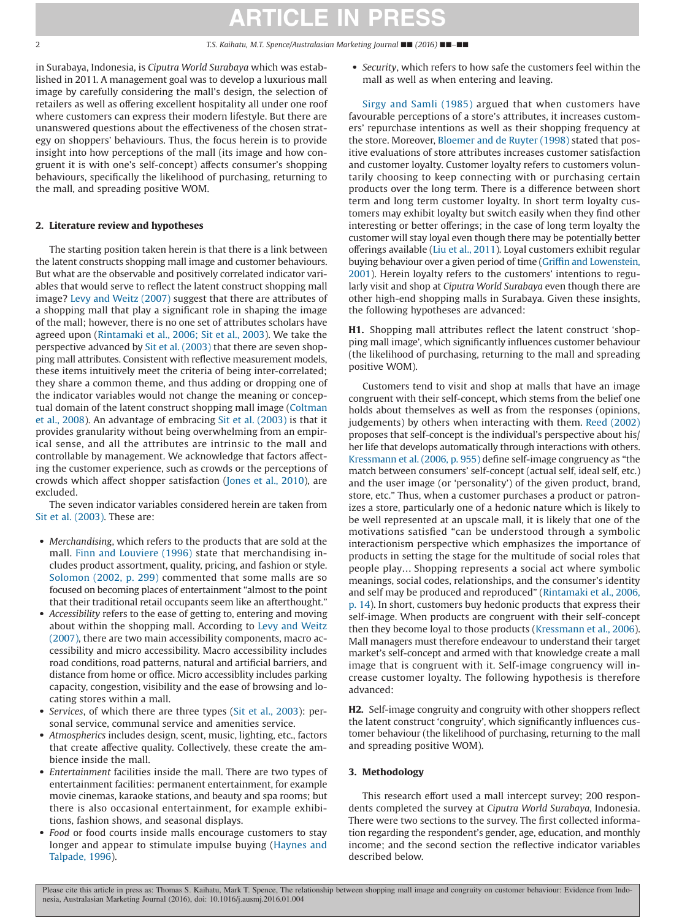in Surabaya, Indonesia, is *Ciputra World Surabaya* which was established in 2011. A management goal was to develop a luxurious mall image by carefully considering the mall's design, the selection of retailers as well as offering excellent hospitality all under one roof where customers can express their modern lifestyle. But there are unanswered questions about the effectiveness of the chosen strategy on shoppers' behaviours. Thus, the focus herein is to provide insight into how perceptions of the mall (its image and how congruent it is with one's self-concept) affects consumer's shopping behaviours, specifically the likelihood of purchasing, returning to the mall, and spreading positive WOM.

## 2. Literature review and hypotheses

The starting position taken herein is that there is a link between the latent constructs shopping mall image and customer behaviours. But what are the observable and positively correlated indicator variables that would serve to reflect the latent construct shopping mall image? Levy and Weitz (2007) suggest that there are attributes of a shopping mall that play a significant role in shaping the image of the mall; however, there is no one set of attributes scholars have agreed upon (Rintamaki et al., 2006; Sit et al., 2003). We take the perspective advanced by Sit et al. (2003) that there are seven shopping mall attributes. Consistent with reflective measurement models, these items intuitively meet the criteria of being inter-correlated; they share a common theme, and thus adding or dropping one of the indicator variables would not change the meaning or conceptual domain of the latent construct shopping mall image (Coltman et al., 2008). An advantage of embracing Sit et al. (2003) is that it provides granularity without being overwhelming from an empirical sense, and all the attributes are intrinsic to the mall and controllable by management. We acknowledge that factors affecting the customer experience, such as crowds or the perceptions of crowds which affect shopper satisfaction (Jones et al., 2010), are excluded.

The seven indicator variables considered herein are taken from Sit et al. (2003). These are:

- *Merchandising*, which refers to the products that are sold at the mall. Finn and Louviere (1996) state that merchandising includes product assortment, quality, pricing, and fashion or style. Solomon (2002, p. 299) commented that some malls are so focused on becoming places of entertainment "almost to the point that their traditional retail occupants seem like an afterthought."
- *Accessibility* refers to the ease of getting to, entering and moving about within the shopping mall. According to Levy and Weitz (2007), there are two main accessibility components, macro accessibility and micro accessibility. Macro accessibility includes road conditions, road patterns, natural and artificial barriers, and distance from home or office. Micro accessibility includes parking capacity, congestion, visibility and the ease of browsing and locating stores within a mall.
- *Services*, of which there are three types (Sit et al., 2003): personal service, communal service and amenities service.
- *Atmospherics* includes design, scent, music, lighting, etc., factors that create affective quality. Collectively, these create the ambience inside the mall.
- *Entertainment* facilities inside the mall. There are two types of entertainment facilities: permanent entertainment, for example movie cinemas, karaoke stations, and beauty and spa rooms; but there is also occasional entertainment, for example exhibitions, fashion shows, and seasonal displays.
- *Food* or food courts inside malls encourage customers to stay longer and appear to stimulate impulse buying (Haynes and Talpade, 1996).
- *Security*, which refers to how safe the customers feel within the mall as well as when entering and leaving.

Sirgy and Samli (1985) argued that when customers have favourable perceptions of a store's attributes, it increases customers' repurchase intentions as well as their shopping frequency at the store. Moreover, Bloemer and de Ruyter (1998) stated that positive evaluations of store attributes increases customer satisfaction and customer loyalty. Customer loyalty refers to customers voluntarily choosing to keep connecting with or purchasing certain products over the long term. There is a difference between short term and long term customer loyalty. In short term loyalty customers may exhibit loyalty but switch easily when they find other interesting or better offerings; in the case of long term loyalty the customer will stay loyal even though there may be potentially better offerings available (Liu et al., 2011). Loyal customers exhibit regular buying behaviour over a given period of time (Griffin and Lowenstein, 2001). Herein loyalty refers to the customers' intentions to regularly visit and shop at *Ciputra World Surabaya* even though there are other high-end shopping malls in Surabaya. Given these insights, the following hypotheses are advanced:

**H1.** Shopping mall attributes reflect the latent construct 'shopping mall image', which significantly influences customer behaviour (the likelihood of purchasing, returning to the mall and spreading positive WOM).

Customers tend to visit and shop at malls that have an image congruent with their self-concept, which stems from the belief one holds about themselves as well as from the responses (opinions, judgements) by others when interacting with them. Reed (2002) proposes that self-concept is the individual's perspective about his/her life that develops automatically through interactions with others. Kressmann et al. (2006, p. 955) define self-image congruency as "the match between consumers' self-concept (actual self, ideal self, etc.) and the user image (or 'personality') of the given product, brand, store, etc." Thus, when a customer purchases a product or patronizes a store, particularly one of a hedonic nature which is likely to be well represented at an upscale mall, it is likely that one of the motivations satisfied "can be understood through a symbolic interactionism perspective which emphasizes the importance of products in setting the stage for the multitude of social roles that people play… Shopping represents a social act where symbolic meanings, social codes, relationships, and the consumer's identity and self may be produced and reproduced" (Rintamaki et al., 2006, p. 14). In short, customers buy hedonic products that express their self-image. When products are congruent with their self-concept then they become loyal to those products (Kressmann et al., 2006). Mall managers must therefore endeavour to understand their target market's self-concept and armed with that knowledge create a mall image that is congruent with it. Self-image congruency will increase customer loyalty. The following hypothesis is therefore advanced:

**H2.** Self-image congruity and congruity with other shoppers reflect the latent construct 'congruity', which significantly influences customer behaviour (the likelihood of purchasing, returning to the mall and spreading positive WOM).

## 3. Methodology

This research effort used a mall intercept survey; 200 respondents completed the survey at *Ciputra World Surabaya*, Indonesia. There were two sections to the survey. The first collected information regarding the respondent's gender, age, education, and monthly income; and the second section the reflective indicator variables described below.

Please cite this article in press as: Thomas S. Kaihatu, Mark T. Spence, The relationship between shopping mall image and congruity on customer behaviour: Evidence from Indonesia, Australasian Marketing Journal (2016), doi: 10.1016/j.ausmj.2016.01.004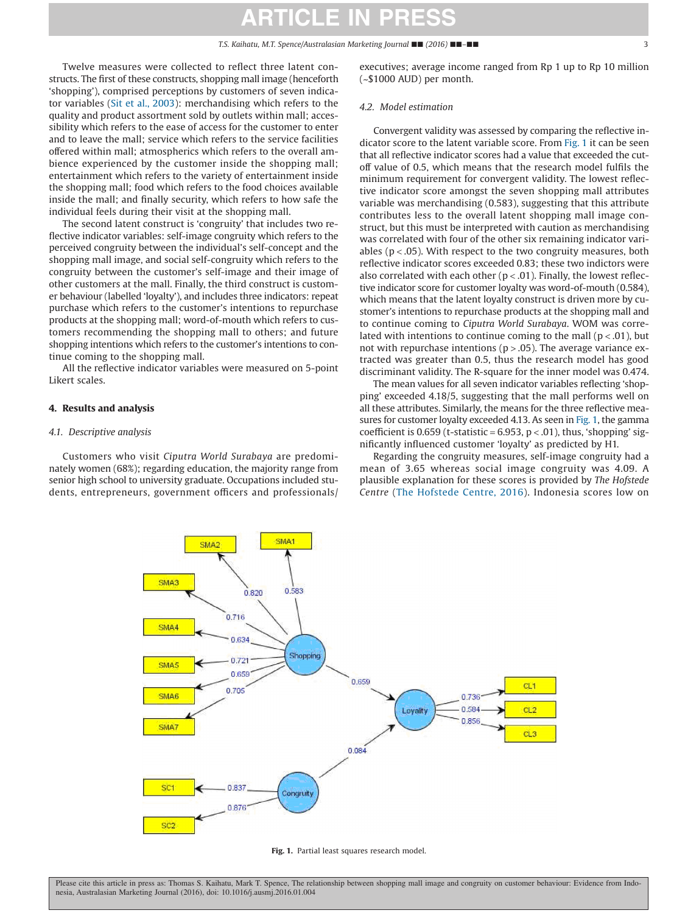Twelve measures were collected to reflect three latent constructs. The first of these constructs, shopping mall image (henceforth 'shopping'), comprised perceptions by customers of seven indicator variables (Sit et al., 2003): merchandising which refers to the quality and product assortment sold by outlets within mall; accessibility which refers to the ease of access for the customer to enter and to leave the mall; service which refers to the service facilities offered within mall; atmospherics which refers to the overall ambience experienced by the customer inside the shopping mall; entertainment which refers to the variety of entertainment inside the shopping mall; food which refers to the food choices available inside the mall; and finally security, which refers to how safe the individual feels during their visit at the shopping mall.

The second latent construct is 'congruity' that includes two reflective indicator variables: self-image congruity which refers to the perceived congruity between the individual's self-concept and the shopping mall image, and social self-congruity which refers to the congruity between the customer's self-image and their image of other customers at the mall. Finally, the third construct is customer behaviour (labelled 'loyalty'), and includes three indicators: repeat purchase which refers to the customer's intentions to repurchase products at the shopping mall; word-of-mouth which refers to customers recommending the shopping mall to others; and future shopping intentions which refers to the customer's intentions to continue coming to the shopping mall.

All the reflective indicator variables were measured on 5-point Likert scales.

## 4. Results and analysis

### 4.1. Descriptive analysis

Customers who visit *Ciputra World Surabaya* are predominately women (68%); regarding education, the majority range from senior high school to university graduate. Occupations included students, entrepreneurs, government officers and professionals/executives; average income ranged from Rp 1 up to Rp 10 million (~$1000 AUD) per month.

### 4.2. Model estimation

Convergent validity was assessed by comparing the reflective indicator score to the latent variable score. From Fig. 1 it can be seen that all reflective indicator scores had a value that exceeded the cut-off value of 0.5, which means that the research model fulfils the minimum requirement for convergent validity. The lowest reflective indicator score amongst the seven shopping mall attributes variable was merchandising (0.583), suggesting that this attribute contributes less to the overall latent shopping mall image construct, but this must be interpreted with caution as merchandising was correlated with four of the other six remaining indicator variables ($p < .05$). With respect to the two congruity measures, both reflective indicator scores exceeded 0.83; these two indictors were also correlated with each other ($p < .01$). Finally, the lowest reflective indicator score for customer loyalty was word-of-mouth (0.584), which means that the latent loyalty construct is driven more by customer's intentions to repurchase products at the shopping mall and to continue coming to *Ciputra World Surabaya*. WOM was correlated with intentions to continue coming to the mall ($p < .01$), but not with repurchase intentions ($p > .05$). The average variance extracted was greater than 0.5, thus the research model has good discriminant validity. The R-square for the inner model was 0.474.

The mean values for all seven indicator variables reflecting 'shopping' exceeded 4.18/5, suggesting that the mall performs well on all these attributes. Similarly, the means for the three reflective measures for customer loyalty exceeded 4.13. As seen in Fig. 1, the gamma coefficient is 0.659 (t-statistic = 6.953, $p < .01$), thus, 'shopping' significantly influenced customer 'loyalty' as predicted by H1.

Regarding the congruity measures, self-image congruity had a mean of 3.65 whereas social image congruity was 4.09. A plausible explanation for these scores is provided by *The Hofstede Centre* (The Hofstede Centre, 2016). Indonesia scores low on

**Fig. 1.** Partial least squares research model.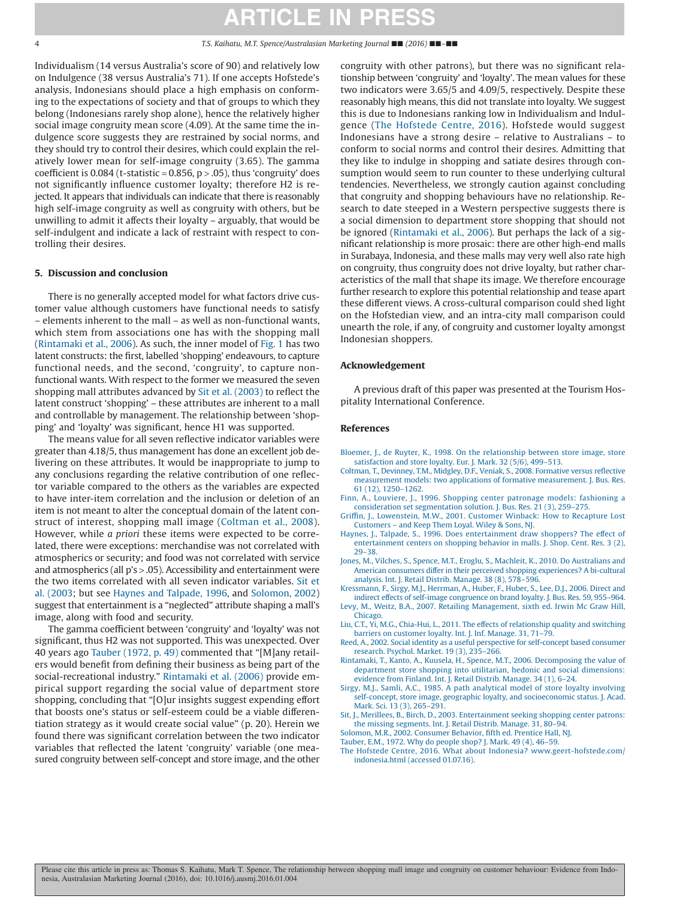Individualism (14 versus Australia's score of 90) and relatively low on Indulgence (38 versus Australia's 71). If one accepts Hofstede's analysis, Indonesians should place a high emphasis on conforming to the expectations of society and that of groups to which they belong (Indonesians rarely shop alone), hence the relatively higher social image congruity mean score (4.09). At the same time the indulgence score suggests they are restrained by social norms, and they should try to control their desires, which could explain the relatively lower mean for self-image congruity (3.65). The gamma coefficient is 0.084 (t-statistic = 0.856, $p > .05$), thus 'congruity' does not significantly influence customer loyalty; therefore H2 is rejected. It appears that individuals can indicate that there is reasonably high self-image congruity as well as congruity with others, but be unwilling to admit it affects their loyalty – arguably, that would be self-indulgent and indicate a lack of restraint with respect to controlling their desires.

## 5. Discussion and conclusion

There is no generally accepted model for what factors drive customer value although customers have functional needs to satisfy – elements inherent to the mall – as well as non-functional wants, which stem from associations one has with the shopping mall (Rintamaki et al., 2006). As such, the inner model of Fig. 1 has two latent constructs: the first, labelled 'shopping' endeavours, to capture functional needs, and the second, 'congruity', to capture non-functional wants. With respect to the former we measured the seven shopping mall attributes advanced by Sit et al. (2003) to reflect the latent construct 'shopping' – these attributes are inherent to a mall and controllable by management. The relationship between 'shopping' and 'loyalty' was significant, hence H1 was supported.

The means value for all seven reflective indicator variables were greater than 4.18/5, thus management has done an excellent job delivering on these attributes. It would be inappropriate to jump to any conclusions regarding the relative contribution of one reflector variable compared to the others as the variables are expected to have inter-item correlation and the inclusion or deletion of an item is not meant to alter the conceptual domain of the latent construct of interest, shopping mall image (Coltman et al., 2008). However, while *a priori* these items were expected to be correlated, there were exceptions: merchandise was not correlated with atmospherics or security; and food was not correlated with service and atmospherics (all p's > .05). Accessibility and entertainment were the two items correlated with all seven indicator variables. Sit et al. (2003; but see Haynes and Talpade, 1996, and Solomon, 2002) suggest that entertainment is a "neglected" attribute shaping a mall's image, along with food and security.

The gamma coefficient between 'congruity' and 'loyalty' was not significant, thus H2 was not supported. This was unexpected. Over 40 years ago Tauber (1972, p. 49) commented that "[M]any retailers would benefit from defining their business as being part of the social-recreational industry." Rintamaki et al. (2006) provide empirical support regarding the social value of department store shopping, concluding that "[O]ur insights suggest expending effort that boosts one's status or self-esteem could be a viable differentiation strategy as it would create social value" (p. 20). Herein we found there was significant correlation between the two indicator variables that reflected the latent 'congruity' variable (one measured congruity between self-concept and store image, and the other congruity with other patrons), but there was no significant relationship between 'congruity' and 'loyalty'. The mean values for these two indicators were 3.65/5 and 4.09/5, respectively. Despite these reasonably high means, this did not translate into loyalty. We suggest this is due to Indonesians ranking low in Individualism and Indulgence (The Hofstede Centre, 2016). Hofstede would suggest Indonesians have a strong desire – relative to Australians – to conform to social norms and control their desires. Admitting that they like to indulge in shopping and satiate desires through consumption would seem to run counter to these underlying cultural tendencies. Nevertheless, we strongly caution against concluding that congruity and shopping behaviours have no relationship. Research to date steeped in a Western perspective suggests there is a social dimension to department store shopping that should not be ignored (Rintamaki et al., 2006). But perhaps the lack of a significant relationship is more prosaic: there are other high-end malls in Surabaya, Indonesia, and these malls may very well also rate high on congruity, thus congruity does not drive loyalty, but rather characteristics of the mall that shape its image. We therefore encourage further research to explore this potential relationship and tease apart these different views. A cross-cultural comparison could shed light on the Hofstedian view, and an intra-city mall comparison could unearth the role, if any, of congruity and customer loyalty amongst Indonesian shoppers.

## Acknowledgement

A previous draft of this paper was presented at the Tourism Hospitality International Conference.

## References

Bloemer, J., de Ruyter, K., 1998. On the relationship between store image, store satisfaction and store loyalty. Eur. J. Mark. 32 (5/6), 499–513.

Coltman, T., Devinney, T.M., Midgley, D.F., Veniak, S., 2008. Formative versus reflective measurement models: two applications of formative measurement. J. Bus. Res. 61 (12), 1250–1262.

Finn, A., Louviere, J., 1996. Shopping center patronage models: fashioning a consideration set segmentation solution. J. Bus. Res. 21 (3), 259–275.

Griffin, J., Lowenstein, M.W., 2001. Customer Winback: How to Recapture Lost Customers – and Keep Them Loyal. Wiley & Sons, NJ.

Haynes, J., Talpade, S., 1996. Does entertainment draw shoppers? The effect of entertainment centers on shopping behavior in malls. J. Shop. Cent. Res. 3 (2), 29–38.

Jones, M., Vilches, S., Spence, M.T., Eroglu, S., Machleit, K., 2010. Do Australians and American consumers differ in their perceived shopping experiences? A bi-cultural analysis. Int. J. Retail Distrib. Manage. 38 (8), 578–596.

Kressmann, F., Sirgy, M.J., Herrman, A., Huber, F., Huber, S., Lee, D.J., 2006. Direct and indirect effects of self-image congruence on brand loyalty. J. Bus. Res. 59, 955–964.

Levy, M., Weitz, B.A., 2007. Retailing Management, sixth ed. Irwin Mc Graw Hill, Chicago.

Liu, C.T., Yi, M.G., Chia-Hui, L., 2011. The effects of relationship quality and switching barriers on customer loyalty. Int. J. Inf. Manage. 31, 71–79.

Reed, A., 2002. Social identity as a useful perspective for self-concept based consumer research. Psychol. Market. 19 (3), 235–266.

Rintamaki, T., Kanto, A., Kuusela, H., Spence, M.T., 2006. Decomposing the value of department store shopping into utilitarian, hedonic and social dimensions: evidence from Finland. Int. J. Retail Distrib. Manage. 34 (1), 6–24.

Sirgy, M.J., Samli, A.C., 1985. A path analytical model of store loyalty involving self-concept, store image, geographic loyalty, and socioeconomic status. J. Acad. Mark. Sci. 13 (3), 265–291.

Sit, J., Merillees, B., Birch, D., 2003. Entertainment seeking shopping center patrons: the missing segments. Int. J. Retail Distrib. Manage. 31, 80–94.

Solomon, M.R., 2002. Consumer Behavior, fifth ed. Prentice Hall, NJ.

Tauber, E.M., 1972. Why do people shop? J. Mark. 49 (4), 46–59.

The Hofstede Centre, 2016. What about Indonesia? www.geert-hofstede.com/indonesia.html (accessed 01.07.16).